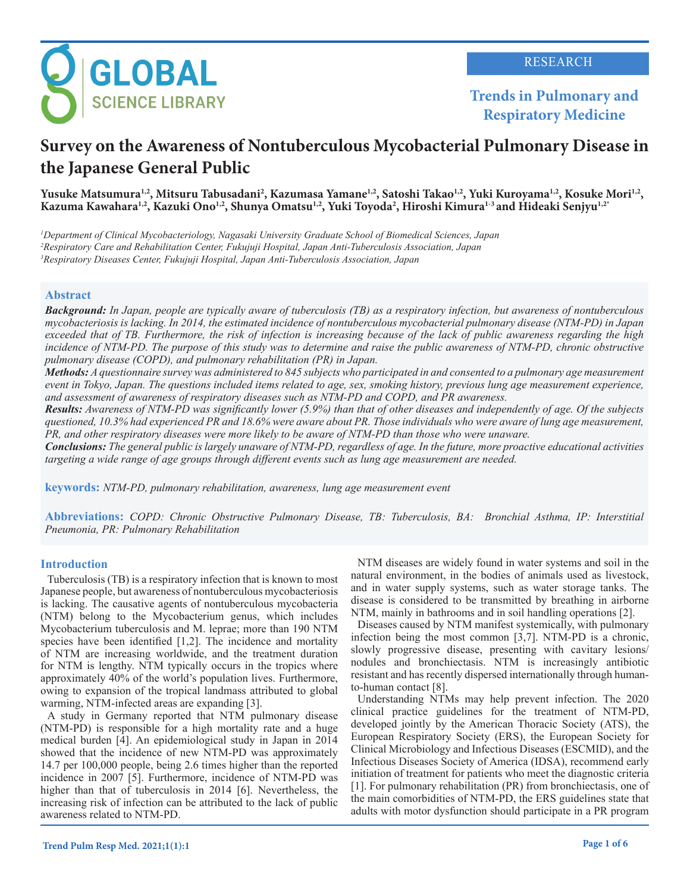RESEARCH

Trends in Pulmonary and Respiratory Medicine

# Survey on the Awareness of Nontuberculous Mycobacterial Pulmonary Disease in the Japanese General Public

**Yusuke Matsumura[1,2], Mitsuru Tabusadani[2], Kazumasa Yamane[1,2], Satoshi Takao[1,2], Yuki Kuroyama[1,2], Kosuke Mori[1,2], Kazuma Kawahara[1,2], Kazuki Ono[1,2], Shunya Omatsu[1,2], Yuki Toyoda[2], Hiroshi Kimura[1-3] and Hideaki Senjyu[1,2*]**

[1]*Department of Clinical Mycobacteriology, Nagasaki University Graduate School of Biomedical Sciences, Japan*
[2]*Respiratory Care and Rehabilitation Center, Fukujuji Hospital, Japan Anti-Tuberculosis Association, Japan*
[3]*Respiratory Diseases Center, Fukujuji Hospital, Japan Anti-Tuberculosis Association, Japan*

## Abstract

***Background:*** *In Japan, people are typically aware of tuberculosis (TB) as a respiratory infection, but awareness of nontuberculous mycobacteriosis is lacking. In 2014, the estimated incidence of nontuberculous mycobacterial pulmonary disease (NTM-PD) in Japan exceeded that of TB. Furthermore, the risk of infection is increasing because of the lack of public awareness regarding the high incidence of NTM-PD. The purpose of this study was to determine and raise the public awareness of NTM-PD, chronic obstructive pulmonary disease (COPD), and pulmonary rehabilitation (PR) in Japan.*

***Methods:*** *A questionnaire survey was administered to 845 subjects who participated in and consented to a pulmonary age measurement event in Tokyo, Japan. The questions included items related to age, sex, smoking history, previous lung age measurement experience, and assessment of awareness of respiratory diseases such as NTM-PD and COPD, and PR awareness.*

***Results:*** *Awareness of NTM-PD was significantly lower (5.9%) than that of other diseases and independently of age. Of the subjects questioned, 10.3% had experienced PR and 18.6% were aware about PR. Those individuals who were aware of lung age measurement, PR, and other respiratory diseases were more likely to be aware of NTM-PD than those who were unaware.*

***Conclusions:*** *The general public is largely unaware of NTM-PD, regardless of age. In the future, more proactive educational activities targeting a wide range of age groups through different events such as lung age measurement are needed.*

**keywords:** *NTM-PD, pulmonary rehabilitation, awareness, lung age measurement event*

**Abbreviations:** *COPD: Chronic Obstructive Pulmonary Disease, TB: Tuberculosis, BA: Bronchial Asthma, IP: Interstitial Pneumonia, PR: Pulmonary Rehabilitation*

## Introduction

Tuberculosis (TB) is a respiratory infection that is known to most Japanese people, but awareness of nontuberculous mycobacteriosis is lacking. The causative agents of nontuberculous mycobacteria (NTM) belong to the Mycobacterium genus, which includes Mycobacterium tuberculosis and M. leprae; more than 190 NTM species have been identified [1,2]. The incidence and mortality of NTM are increasing worldwide, and the treatment duration for NTM is lengthy. NTM typically occurs in the tropics where approximately 40% of the world's population lives. Furthermore, owing to expansion of the tropical landmass attributed to global warming, NTM-infected areas are expanding [3].

A study in Germany reported that NTM pulmonary disease (NTM-PD) is responsible for a high mortality rate and a huge medical burden [4]. An epidemiological study in Japan in 2014 showed that the incidence of new NTM-PD was approximately 14.7 per 100,000 people, being 2.6 times higher than the reported incidence in 2007 [5]. Furthermore, incidence of NTM-PD was higher than that of tuberculosis in 2014 [6]. Nevertheless, the increasing risk of infection can be attributed to the lack of public awareness related to NTM-PD.

NTM diseases are widely found in water systems and soil in the natural environment, in the bodies of animals used as livestock, and in water supply systems, such as water storage tanks. The disease is considered to be transmitted by breathing in airborne NTM, mainly in bathrooms and in soil handling operations [2].

Diseases caused by NTM manifest systemically, with pulmonary infection being the most common [3,7]. NTM-PD is a chronic, slowly progressive disease, presenting with cavitary lesions/nodules and bronchiectasis. NTM is increasingly antibiotic resistant and has recently dispersed internationally through human-to-human contact [8].

Understanding NTMs may help prevent infection. The 2020 clinical practice guidelines for the treatment of NTM-PD, developed jointly by the American Thoracic Society (ATS), the European Respiratory Society (ERS), the European Society for Clinical Microbiology and Infectious Diseases (ESCMID), and the Infectious Diseases Society of America (IDSA), recommend early initiation of treatment for patients who meet the diagnostic criteria [1]. For pulmonary rehabilitation (PR) from bronchiectasis, one of the main comorbidities of NTM-PD, the ERS guidelines state that adults with motor dysfunction should participate in a PR program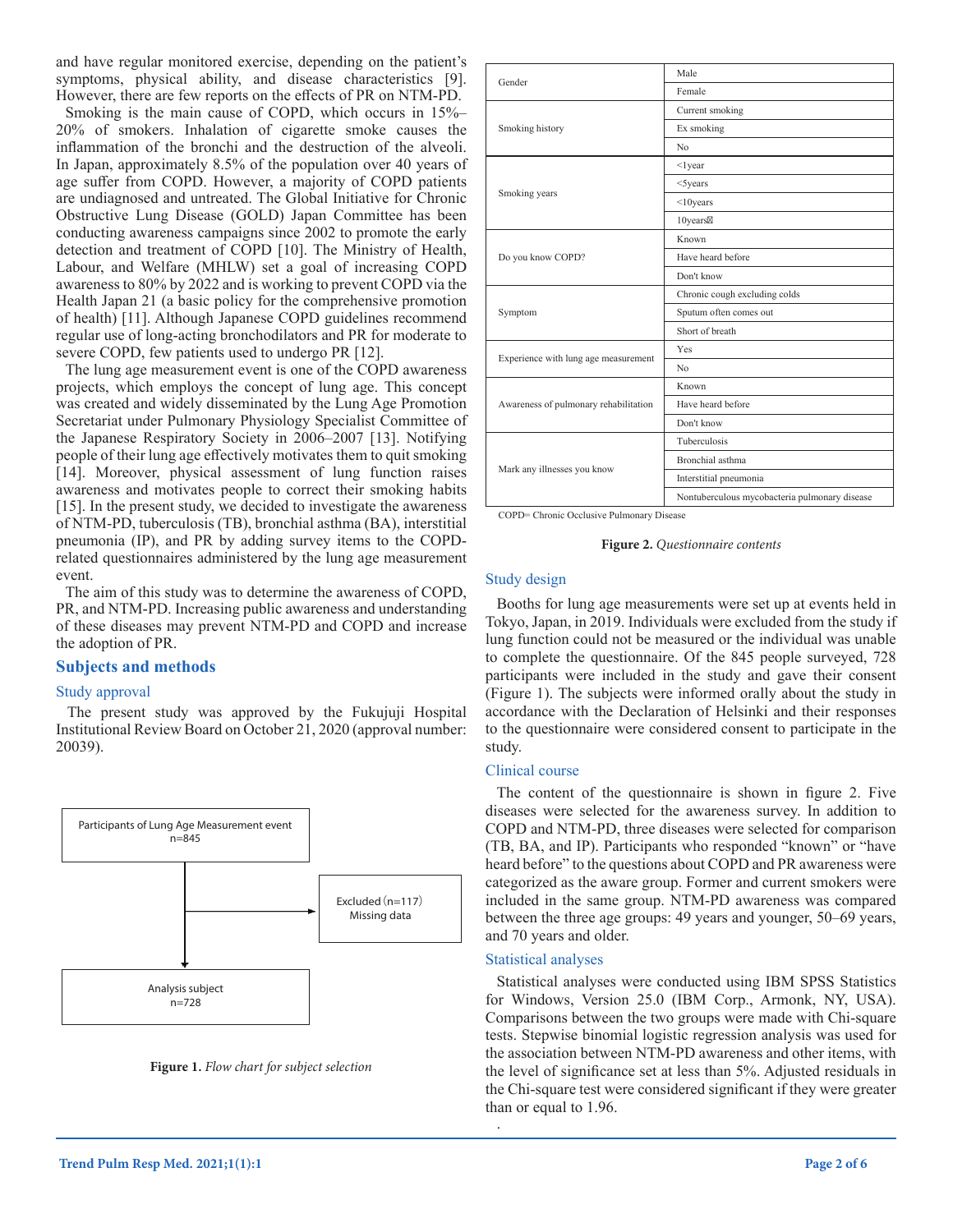and have regular monitored exercise, depending on the patient's symptoms, physical ability, and disease characteristics [9]. However, there are few reports on the effects of PR on NTM-PD.

Smoking is the main cause of COPD, which occurs in 15%–20% of smokers. Inhalation of cigarette smoke causes the inflammation of the bronchi and the destruction of the alveoli. In Japan, approximately 8.5% of the population over 40 years of age suffer from COPD. However, a majority of COPD patients are undiagnosed and untreated. The Global Initiative for Chronic Obstructive Lung Disease (GOLD) Japan Committee has been conducting awareness campaigns since 2002 to promote the early detection and treatment of COPD [10]. The Ministry of Health, Labour, and Welfare (MHLW) set a goal of increasing COPD awareness to 80% by 2022 and is working to prevent COPD via the Health Japan 21 (a basic policy for the comprehensive promotion of health) [11]. Although Japanese COPD guidelines recommend regular use of long-acting bronchodilators and PR for moderate to severe COPD, few patients used to undergo PR [12].

The lung age measurement event is one of the COPD awareness projects, which employs the concept of lung age. This concept was created and widely disseminated by the Lung Age Promotion Secretariat under Pulmonary Physiology Specialist Committee of the Japanese Respiratory Society in 2006–2007 [13]. Notifying people of their lung age effectively motivates them to quit smoking [14]. Moreover, physical assessment of lung function raises awareness and motivates people to correct their smoking habits [15]. In the present study, we decided to investigate the awareness of NTM-PD, tuberculosis (TB), bronchial asthma (BA), interstitial pneumonia (IP), and PR by adding survey items to the COPD-related questionnaires administered by the lung age measurement event.

The aim of this study was to determine the awareness of COPD, PR, and NTM-PD. Increasing public awareness and understanding of these diseases may prevent NTM-PD and COPD and increase the adoption of PR.

## Subjects and methods

### Study approval

The present study was approved by the Fukujuji Hospital Institutional Review Board on October 21, 2020 (approval number: 20039).

Participants of Lung Age Measurement event n=845 → Excluded（n=117） Missing data → Analysis subject n=728

**Figure 1.** *Flow chart for subject selection*

| | |
|---|---|
| Gender | Male |
| | Female |
| Smoking history | Current smoking |
| | Ex smoking |
| | No |
| Smoking years | <1year |
| | <5years |
| | <10years |
| | 10years≦ |
| Do you know COPD? | Known |
| | Have heard before |
| | Don't know |
| Symptom | Chronic cough excluding colds |
| | Sputum often comes out |
| | Short of breath |
| Experience with lung age measurement | Yes |
| | No |
| Awareness of pulmonary rehabilitation | Known |
| | Have heard before |
| | Don't know |
| Mark any illnesses you know | Tuberculosis |
| | Bronchial asthma |
| | Interstitial pneumonia |
| | Nontuberculous mycobacteria pulmonary disease |

COPD= Chronic Occlusive Pulmonary Disease

**Figure 2.** *Questionnaire contents*

### Study design

Booths for lung age measurements were set up at events held in Tokyo, Japan, in 2019. Individuals were excluded from the study if lung function could not be measured or the individual was unable to complete the questionnaire. Of the 845 people surveyed, 728 participants were included in the study and gave their consent (Figure 1). The subjects were informed orally about the study in accordance with the Declaration of Helsinki and their responses to the questionnaire were considered consent to participate in the study.

### Clinical course

The content of the questionnaire is shown in figure 2. Five diseases were selected for the awareness survey. In addition to COPD and NTM-PD, three diseases were selected for comparison (TB, BA, and IP). Participants who responded "known" or "have heard before" to the questions about COPD and PR awareness were categorized as the aware group. Former and current smokers were included in the same group. NTM-PD awareness was compared between the three age groups: 49 years and younger, 50–69 years, and 70 years and older.

### Statistical analyses

Statistical analyses were conducted using IBM SPSS Statistics for Windows, Version 25.0 (IBM Corp., Armonk, NY, USA). Comparisons between the two groups were made with Chi-square tests. Stepwise binomial logistic regression analysis was used for the association between NTM-PD awareness and other items, with the level of significance set at less than 5%. Adjusted residuals in the Chi-square test were considered significant if they were greater than or equal to 1.96.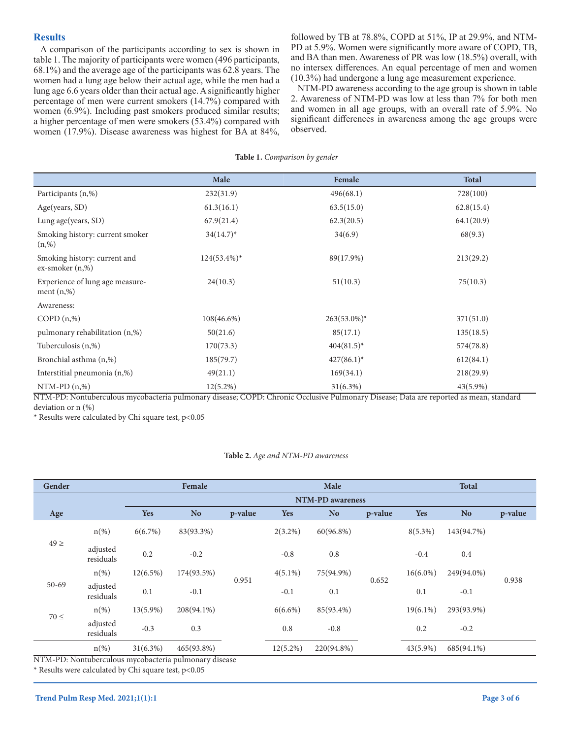## Results

A comparison of the participants according to sex is shown in table 1. The majority of participants were women (496 participants, 68.1%) and the average age of the participants was 62.8 years. The women had a lung age below their actual age, while the men had a lung age 6.6 years older than their actual age. A significantly higher percentage of men were current smokers (14.7%) compared with women (6.9%). Including past smokers produced similar results; a higher percentage of men were smokers (53.4%) compared with women (17.9%). Disease awareness was highest for BA at 84%, followed by TB at 78.8%, COPD at 51%, IP at 29.9%, and NTM-PD at 5.9%. Women were significantly more aware of COPD, TB, and BA than men. Awareness of PR was low (18.5%) overall, with no intersex differences. An equal percentage of men and women (10.3%) had undergone a lung age measurement experience.

NTM-PD awareness according to the age group is shown in table 2. Awareness of NTM-PD was low at less than 7% for both men and women in all age groups, with an overall rate of 5.9%. No significant differences in awareness among the age groups were observed.

**Table 1.** *Comparison by gender*

| | Male | Female | Total |
|---|---|---|---|
| Participants (n,%) | 232(31.9) | 496(68.1) | 728(100) |
| Age(years, SD) | 61.3(16.1) | 63.5(15.0) | 62.8(15.4) |
| Lung age(years, SD) | 67.9(21.4) | 62.3(20.5) | 64.1(20.9) |
| Smoking history: current smoker (n,%) | 34(14.7)* | 34(6.9) | 68(9.3) |
| Smoking history: current and ex-smoker (n,%) | 124(53.4%)* | 89(17.9%) | 213(29.2) |
| Experience of lung age measurement (n,%) | 24(10.3) | 51(10.3) | 75(10.3) |
| Awareness: | | | |
| COPD (n,%) | 108(46.6%) | 263(53.0%)* | 371(51.0) |
| pulmonary rehabilitation (n,%) | 50(21.6) | 85(17.1) | 135(18.5) |
| Tuberculosis (n,%) | 170(73.3) | 404(81.5)* | 574(78.8) |
| Bronchial asthma (n,%) | 185(79.7) | 427(86.1)* | 612(84.1) |
| Interstitial pneumonia (n,%) | 49(21.1) | 169(34.1) | 218(29.9) |
| NTM-PD (n,%) | 12(5.2%) | 31(6.3%) | 43(5.9%) |

NTM-PD: Nontuberculous mycobacteria pulmonary disease; COPD: Chronic Occlusive Pulmonary Disease; Data are reported as mean, standard deviation or n (%)

\* Results were calculated by Chi square test, p<0.05

**Table 2.** *Age and NTM-PD awareness*

| Gender | | Female | | | Male | | | Total | | |
|---|---|---|---|---|---|---|---|---|---|---|
| | | NTM-PD awareness | | | | | | | | |
| Age | | Yes | No | p-value | Yes | No | p-value | Yes | No | p-value |
| 49 ≥ | n(%) | 6(6.7%) | 83(93.3%) | 0.951 | 2(3.2%) | 60(96.8%) | 0.652 | 8(5.3%) | 143(94.7%) | 0.938 |
| | adjusted residuals | 0.2 | -0.2 | | -0.8 | 0.8 | | -0.4 | 0.4 | |
| 50-69 | n(%) | 12(6.5%) | 174(93.5%) | | 4(5.1%) | 75(94.9%) | | 16(6.0%) | 249(94.0%) | |
| | adjusted residuals | 0.1 | -0.1 | | -0.1 | 0.1 | | 0.1 | -0.1 | |
| 70 ≤ | n(%) | 13(5.9%) | 208(94.1%) | | 6(6.6%) | 85(93.4%) | | 19(6.1%) | 293(93.9%) | |
| | adjusted residuals | -0.3 | 0.3 | | 0.8 | -0.8 | | 0.2 | -0.2 | |
| | n(%) | 31(6.3%) | 465(93.8%) | | 12(5.2%) | 220(94.8%) | | 43(5.9%) | 685(94.1%) | |

NTM-PD: Nontuberculous mycobacteria pulmonary disease

\* Results were calculated by Chi square test, p<0.05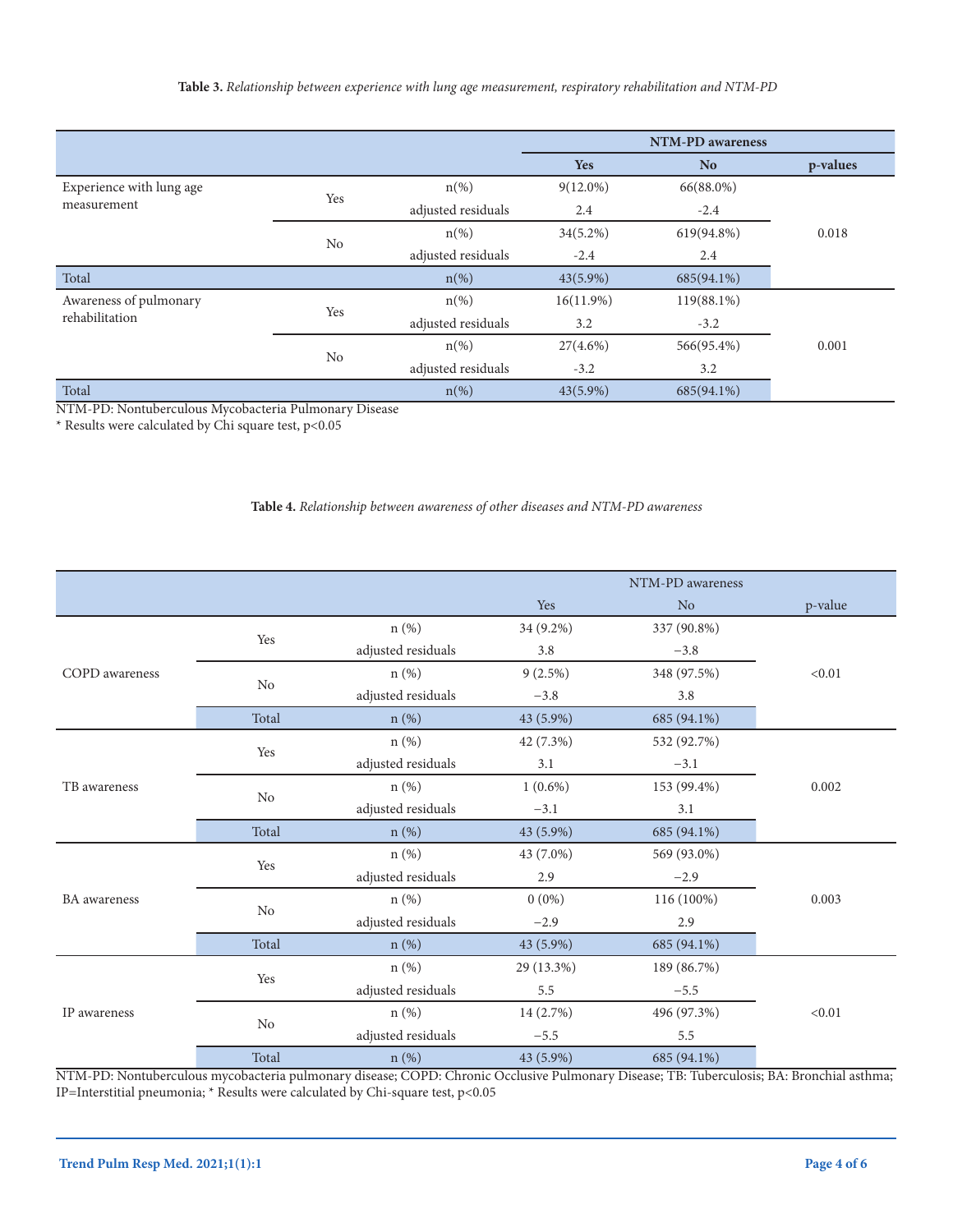**Table 3.** *Relationship between experience with lung age measurement, respiratory rehabilitation and NTM-PD*

| | | | NTM-PD awareness | | |
|---|---|---|---|---|---|
| | | | **Yes** | **No** | **p-values** |
| Experience with lung age measurement | Yes | n(%) | 9(12.0%) | 66(88.0%) | 0.018 |
| | | adjusted residuals | 2.4 | -2.4 | |
| | No | n(%) | 34(5.2%) | 619(94.8%) | |
| | | adjusted residuals | -2.4 | 2.4 | |
| Total | | n(%) | 43(5.9%) | 685(94.1%) | |
| Awareness of pulmonary rehabilitation | Yes | n(%) | 16(11.9%) | 119(88.1%) | 0.001 |
| | | adjusted residuals | 3.2 | -3.2 | |
| | No | n(%) | 27(4.6%) | 566(95.4%) | |
| | | adjusted residuals | -3.2 | 3.2 | |
| Total | | n(%) | 43(5.9%) | 685(94.1%) | |

NTM-PD: Nontuberculous Mycobacteria Pulmonary Disease
* Results were calculated by Chi square test, p<0.05

**Table 4.** *Relationship between awareness of other diseases and NTM-PD awareness*

| | | | NTM-PD awareness | | |
|---|---|---|---|---|---|
| | | | Yes | No | p-value |
| COPD awareness | Yes | n (%) | 34 (9.2%) | 337 (90.8%) | <0.01 |
| | | adjusted residuals | 3.8 | −3.8 | |
| | No | n (%) | 9 (2.5%) | 348 (97.5%) | |
| | | adjusted residuals | −3.8 | 3.8 | |
| | Total | n (%) | 43 (5.9%) | 685 (94.1%) | |
| TB awareness | Yes | n (%) | 42 (7.3%) | 532 (92.7%) | 0.002 |
| | | adjusted residuals | 3.1 | −3.1 | |
| | No | n (%) | 1 (0.6%) | 153 (99.4%) | |
| | | adjusted residuals | −3.1 | 3.1 | |
| | Total | n (%) | 43 (5.9%) | 685 (94.1%) | |
| BA awareness | Yes | n (%) | 43 (7.0%) | 569 (93.0%) | 0.003 |
| | | adjusted residuals | 2.9 | −2.9 | |
| | No | n (%) | 0 (0%) | 116 (100%) | |
| | | adjusted residuals | −2.9 | 2.9 | |
| | Total | n (%) | 43 (5.9%) | 685 (94.1%) | |
| IP awareness | Yes | n (%) | 29 (13.3%) | 189 (86.7%) | <0.01 |
| | | adjusted residuals | 5.5 | −5.5 | |
| | No | n (%) | 14 (2.7%) | 496 (97.3%) | |
| | | adjusted residuals | −5.5 | 5.5 | |
| | Total | n (%) | 43 (5.9%) | 685 (94.1%) | |

NTM-PD: Nontuberculous mycobacteria pulmonary disease; COPD: Chronic Occlusive Pulmonary Disease; TB: Tuberculosis; BA: Bronchial asthma; IP=Interstitial pneumonia; * Results were calculated by Chi-square test, p<0.05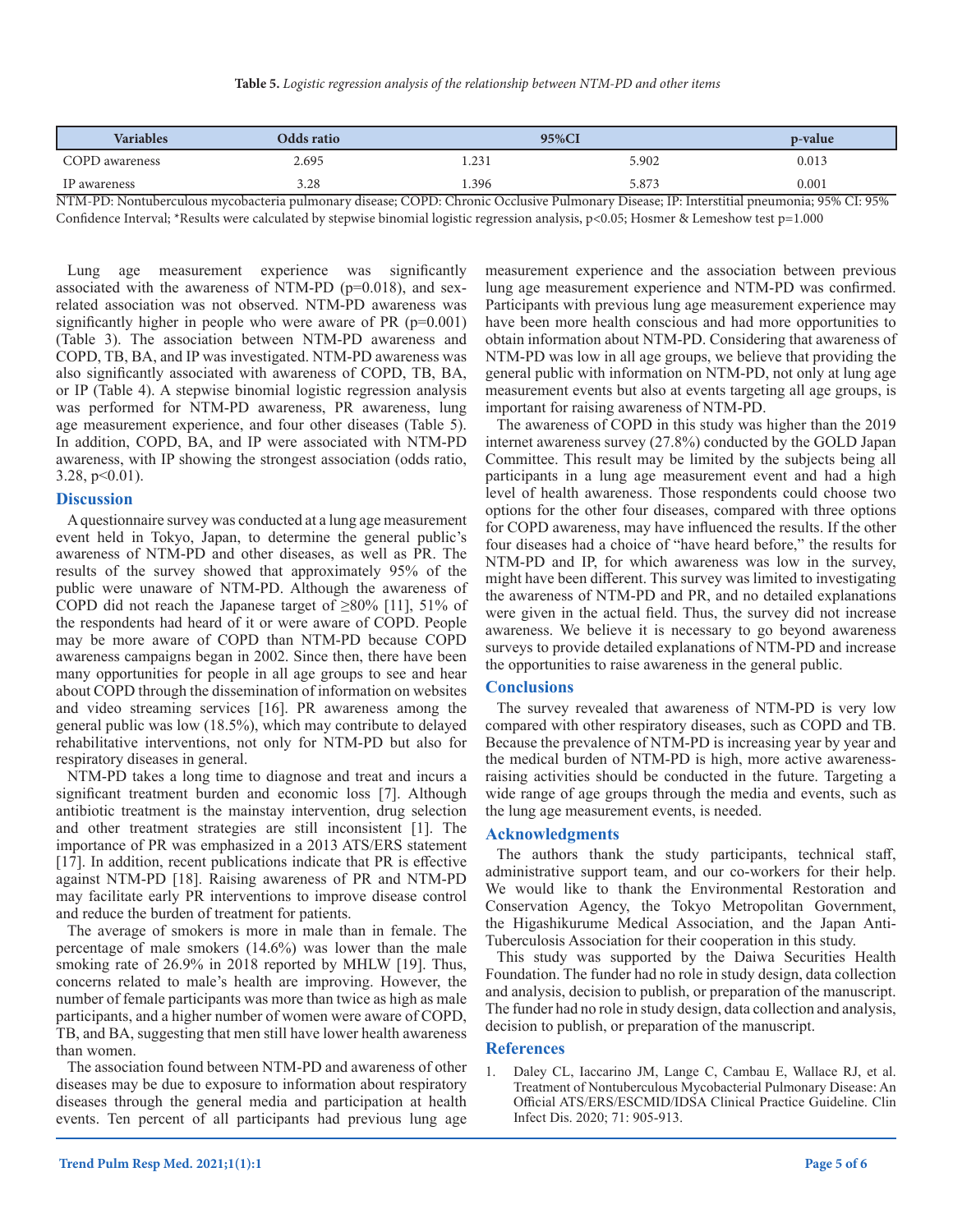**Table 5.** *Logistic regression analysis of the relationship between NTM-PD and other items*

| Variables | Odds ratio | 95%CI | | p-value |
|---|---|---|---|---|
| COPD awareness | 2.695 | 1.231 | 5.902 | 0.013 |
| IP awareness | 3.28 | 1.396 | 5.873 | 0.001 |

NTM-PD: Nontuberculous mycobacteria pulmonary disease; COPD: Chronic Occlusive Pulmonary Disease; IP: Interstitial pneumonia; 95% CI: 95% Confidence Interval; *Results were calculated by stepwise binomial logistic regression analysis, $p<0.05$; Hosmer & Lemeshow test $p=1.000$

Lung age measurement experience was significantly associated with the awareness of NTM-PD ($p=0.018$), and sex-related association was not observed. NTM-PD awareness was significantly higher in people who were aware of PR ($p=0.001$) (Table 3). The association between NTM-PD awareness and COPD, TB, BA, and IP was investigated. NTM-PD awareness was also significantly associated with awareness of COPD, TB, BA, or IP (Table 4). A stepwise binomial logistic regression analysis was performed for NTM-PD awareness, PR awareness, lung age measurement experience, and four other diseases (Table 5). In addition, COPD, BA, and IP were associated with NTM-PD awareness, with IP showing the strongest association (odds ratio, 3.28, $p<0.01$).

## Discussion

A questionnaire survey was conducted at a lung age measurement event held in Tokyo, Japan, to determine the general public's awareness of NTM-PD and other diseases, as well as PR. The results of the survey showed that approximately 95% of the public were unaware of NTM-PD. Although the awareness of COPD did not reach the Japanese target of ≥80% [11], 51% of the respondents had heard of it or were aware of COPD. People may be more aware of COPD than NTM-PD because COPD awareness campaigns began in 2002. Since then, there have been many opportunities for people in all age groups to see and hear about COPD through the dissemination of information on websites and video streaming services [16]. PR awareness among the general public was low (18.5%), which may contribute to delayed rehabilitative interventions, not only for NTM-PD but also for respiratory diseases in general.

NTM-PD takes a long time to diagnose and treat and incurs a significant treatment burden and economic loss [7]. Although antibiotic treatment is the mainstay intervention, drug selection and other treatment strategies are still inconsistent [1]. The importance of PR was emphasized in a 2013 ATS/ERS statement [17]. In addition, recent publications indicate that PR is effective against NTM-PD [18]. Raising awareness of PR and NTM-PD may facilitate early PR interventions to improve disease control and reduce the burden of treatment for patients.

The average of smokers is more in male than in female. The percentage of male smokers (14.6%) was lower than the male smoking rate of 26.9% in 2018 reported by MHLW [19]. Thus, concerns related to male's health are improving. However, the number of female participants was more than twice as high as male participants, and a higher number of women were aware of COPD, TB, and BA, suggesting that men still have lower health awareness than women.

The association found between NTM-PD and awareness of other diseases may be due to exposure to information about respiratory diseases through the general media and participation at health events. Ten percent of all participants had previous lung age measurement experience and the association between previous lung age measurement experience and NTM-PD was confirmed. Participants with previous lung age measurement experience may have been more health conscious and had more opportunities to obtain information about NTM-PD. Considering that awareness of NTM-PD was low in all age groups, we believe that providing the general public with information on NTM-PD, not only at lung age measurement events but also at events targeting all age groups, is important for raising awareness of NTM-PD.

The awareness of COPD in this study was higher than the 2019 internet awareness survey (27.8%) conducted by the GOLD Japan Committee. This result may be limited by the subjects being all participants in a lung age measurement event and had a high level of health awareness. Those respondents could choose two options for the other four diseases, compared with three options for COPD awareness, may have influenced the results. If the other four diseases had a choice of "have heard before," the results for NTM-PD and IP, for which awareness was low in the survey, might have been different. This survey was limited to investigating the awareness of NTM-PD and PR, and no detailed explanations were given in the actual field. Thus, the survey did not increase awareness. We believe it is necessary to go beyond awareness surveys to provide detailed explanations of NTM-PD and increase the opportunities to raise awareness in the general public.

## Conclusions

The survey revealed that awareness of NTM-PD is very low compared with other respiratory diseases, such as COPD and TB. Because the prevalence of NTM-PD is increasing year by year and the medical burden of NTM-PD is high, more active awareness-raising activities should be conducted in the future. Targeting a wide range of age groups through the media and events, such as the lung age measurement events, is needed.

## Acknowledgments

The authors thank the study participants, technical staff, administrative support team, and our co-workers for their help. We would like to thank the Environmental Restoration and Conservation Agency, the Tokyo Metropolitan Government, the Higashikurume Medical Association, and the Japan Anti-Tuberculosis Association for their cooperation in this study.

This study was supported by the Daiwa Securities Health Foundation. The funder had no role in study design, data collection and analysis, decision to publish, or preparation of the manuscript. The funder had no role in study design, data collection and analysis, decision to publish, or preparation of the manuscript.

## References

1. Daley CL, Iaccarino JM, Lange C, Cambau E, Wallace RJ, et al. Treatment of Nontuberculous Mycobacterial Pulmonary Disease: An Official ATS/ERS/ESCMID/IDSA Clinical Practice Guideline. Clin Infect Dis. 2020; 71: 905-913.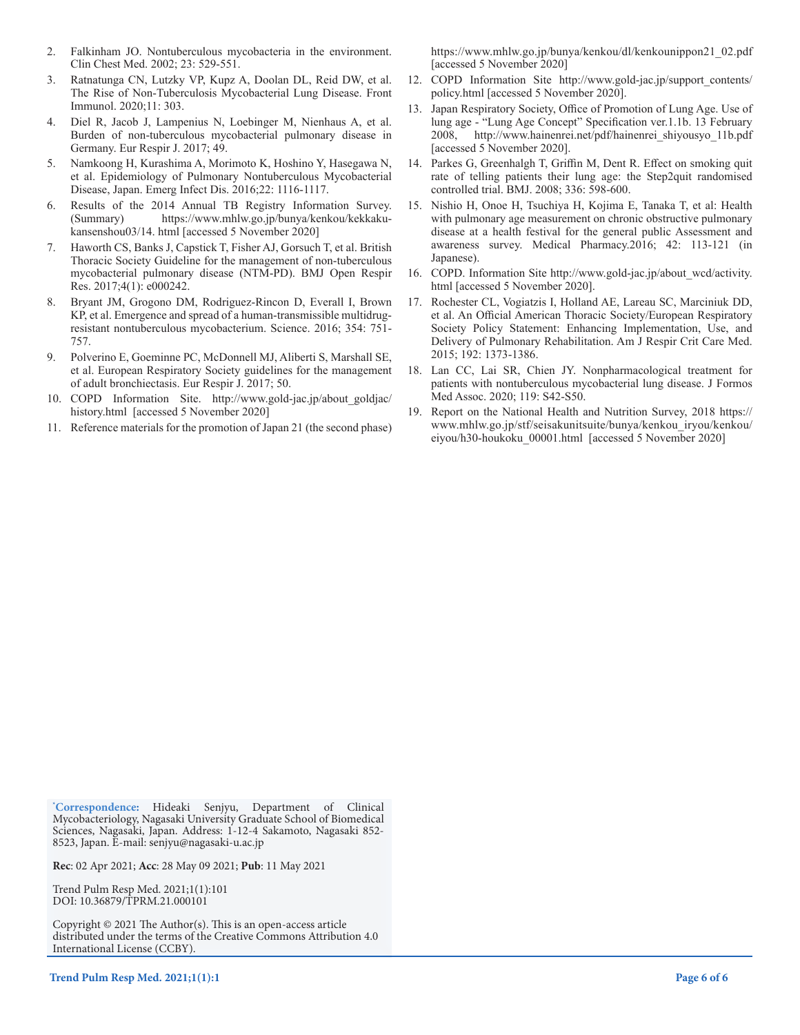2. Falkinham JO. Nontuberculous mycobacteria in the environment. Clin Chest Med. 2002; 23: 529-551.
3. Ratnatunga CN, Lutzky VP, Kupz A, Doolan DL, Reid DW, et al. The Rise of Non-Tuberculosis Mycobacterial Lung Disease. Front Immunol. 2020;11: 303.
4. Diel R, Jacob J, Lampenius N, Loebinger M, Nienhaus A, et al. Burden of non-tuberculous mycobacterial pulmonary disease in Germany. Eur Respir J. 2017; 49.
5. Namkoong H, Kurashima A, Morimoto K, Hoshino Y, Hasegawa N, et al. Epidemiology of Pulmonary Nontuberculous Mycobacterial Disease, Japan. Emerg Infect Dis. 2016;22: 1116-1117.
6. Results of the 2014 Annual TB Registry Information Survey. (Summary) https://www.mhlw.go.jp/bunya/kenkou/kekkaku-kansenshou03/14. html [accessed 5 November 2020]
7. Haworth CS, Banks J, Capstick T, Fisher AJ, Gorsuch T, et al. British Thoracic Society Guideline for the management of non-tuberculous mycobacterial pulmonary disease (NTM-PD). BMJ Open Respir Res. 2017;4(1): e000242.
8. Bryant JM, Grogono DM, Rodriguez-Rincon D, Everall I, Brown KP, et al. Emergence and spread of a human-transmissible multidrug-resistant nontuberculous mycobacterium. Science. 2016; 354: 751-757.
9. Polverino E, Goeminne PC, McDonnell MJ, Aliberti S, Marshall SE, et al. European Respiratory Society guidelines for the management of adult bronchiectasis. Eur Respir J. 2017; 50.
10. COPD Information Site. http://www.gold-jac.jp/about_goldjac/history.html [accessed 5 November 2020]
11. Reference materials for the promotion of Japan 21 (the second phase) https://www.mhlw.go.jp/bunya/kenkou/dl/kenkounippon21_02.pdf [accessed 5 November 2020]
12. COPD Information Site http://www.gold-jac.jp/support_contents/policy.html [accessed 5 November 2020].
13. Japan Respiratory Society, Office of Promotion of Lung Age. Use of lung age - "Lung Age Concept" Specification ver.1.1b. 13 February 2008, http://www.hainenrei.net/pdf/hainenrei_shiyousyo_11b.pdf [accessed 5 November 2020].
14. Parkes G, Greenhalgh T, Griffin M, Dent R. Effect on smoking quit rate of telling patients their lung age: the Step2quit randomised controlled trial. BMJ. 2008; 336: 598-600.
15. Nishio H, Onoe H, Tsuchiya H, Kojima E, Tanaka T, et al: Health with pulmonary age measurement on chronic obstructive pulmonary disease at a health festival for the general public Assessment and awareness survey. Medical Pharmacy.2016; 42: 113-121 (in Japanese).
16. COPD. Information Site http://www.gold-jac.jp/about_wcd/activity.html [accessed 5 November 2020].
17. Rochester CL, Vogiatzis I, Holland AE, Lareau SC, Marciniuk DD, et al. An Official American Thoracic Society/European Respiratory Society Policy Statement: Enhancing Implementation, Use, and Delivery of Pulmonary Rehabilitation. Am J Respir Crit Care Med. 2015; 192: 1373-1386.
18. Lan CC, Lai SR, Chien JY. Nonpharmacological treatment for patients with nontuberculous mycobacterial lung disease. J Formos Med Assoc. 2020; 119: S42-S50.
19. Report on the National Health and Nutrition Survey, 2018 https://www.mhlw.go.jp/stf/seisakunitsuite/bunya/kenkou_iryou/kenkou/eiyou/h30-houkoku_00001.html [accessed 5 November 2020]

**\*Correspondence:** Hideaki Senjyu, Department of Clinical Mycobacteriology, Nagasaki University Graduate School of Biomedical Sciences, Nagasaki, Japan. Address: 1-12-4 Sakamoto, Nagasaki 852-8523, Japan. E-mail: senjyu@nagasaki-u.ac.jp

**Rec**: 02 Apr 2021; **Acc**: 28 May 09 2021; **Pub**: 11 May 2021

Trend Pulm Resp Med. 2021;1(1):101
DOI: 10.36879/TPRM.21.000101

Copyright © 2021 The Author(s). This is an open-access article distributed under the terms of the Creative Commons Attribution 4.0 International License (CCBY).